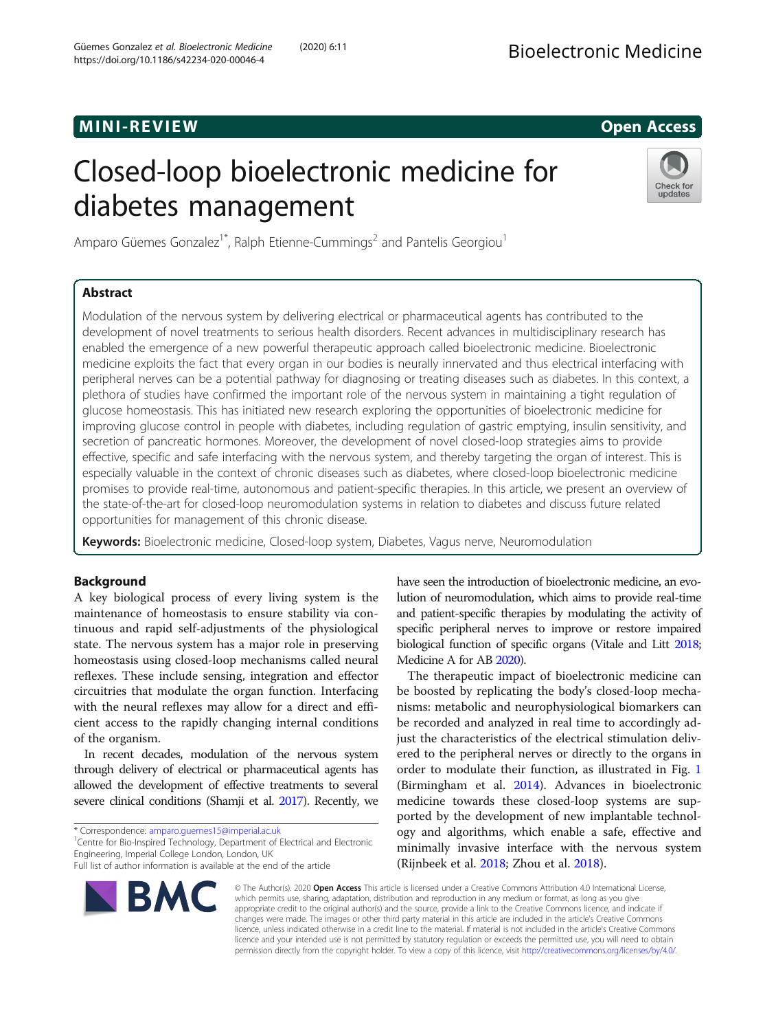MINI-REVIEW

Open Access

# Closed-loop bioelectronic medicine for diabetes management

Amparo Güemes Gonzalez[1*], Ralph Etienne-Cummings[2] and Pantelis Georgiou[1]

## Abstract

Modulation of the nervous system by delivering electrical or pharmaceutical agents has contributed to the development of novel treatments to serious health disorders. Recent advances in multidisciplinary research has enabled the emergence of a new powerful therapeutic approach called bioelectronic medicine. Bioelectronic medicine exploits the fact that every organ in our bodies is neurally innervated and thus electrical interfacing with peripheral nerves can be a potential pathway for diagnosing or treating diseases such as diabetes. In this context, a plethora of studies have confirmed the important role of the nervous system in maintaining a tight regulation of glucose homeostasis. This has initiated new research exploring the opportunities of bioelectronic medicine for improving glucose control in people with diabetes, including regulation of gastric emptying, insulin sensitivity, and secretion of pancreatic hormones. Moreover, the development of novel closed-loop strategies aims to provide effective, specific and safe interfacing with the nervous system, and thereby targeting the organ of interest. This is especially valuable in the context of chronic diseases such as diabetes, where closed-loop bioelectronic medicine promises to provide real-time, autonomous and patient-specific therapies. In this article, we present an overview of the state-of-the-art for closed-loop neuromodulation systems in relation to diabetes and discuss future related opportunities for management of this chronic disease.

**Keywords:** Bioelectronic medicine, Closed-loop system, Diabetes, Vagus nerve, Neuromodulation

## Background

A key biological process of every living system is the maintenance of homeostasis to ensure stability via continuous and rapid self-adjustments of the physiological state. The nervous system has a major role in preserving homeostasis using closed-loop mechanisms called neural reflexes. These include sensing, integration and effector circuitries that modulate the organ function. Interfacing with the neural reflexes may allow for a direct and efficient access to the rapidly changing internal conditions of the organism.

In recent decades, modulation of the nervous system through delivery of electrical or pharmaceutical agents has allowed the development of effective treatments to several severe clinical conditions (Shamji et al. 2017). Recently, we have seen the introduction of bioelectronic medicine, an evolution of neuromodulation, which aims to provide real-time and patient-specific therapies by modulating the activity of specific peripheral nerves to improve or restore impaired biological function of specific organs (Vitale and Litt 2018; Medicine A for AB 2020).

The therapeutic impact of bioelectronic medicine can be boosted by replicating the body's closed-loop mechanisms: metabolic and neurophysiological biomarkers can be recorded and analyzed in real time to accordingly adjust the characteristics of the electrical stimulation delivered to the peripheral nerves or directly to the organs in order to modulate their function, as illustrated in Fig. 1 (Birmingham et al. 2014). Advances in bioelectronic medicine towards these closed-loop systems are supported by the development of new implantable technology and algorithms, which enable a safe, effective and minimally invasive interface with the nervous system (Rijnbeek et al. 2018; Zhou et al. 2018).

* Correspondence: amparo.guemes15@imperial.ac.uk
[1]Centre for Bio-Inspired Technology, Department of Electrical and Electronic Engineering, Imperial College London, London, UK
Full list of author information is available at the end of the article

© The Author(s). 2020 **Open Access** This article is licensed under a Creative Commons Attribution 4.0 International License, which permits use, sharing, adaptation, distribution and reproduction in any medium or format, as long as you give appropriate credit to the original author(s) and the source, provide a link to the Creative Commons licence, and indicate if changes were made. The images or other third party material in this article are included in the article's Creative Commons licence, unless indicated otherwise in a credit line to the material. If material is not included in the article's Creative Commons licence and your intended use is not permitted by statutory regulation or exceeds the permitted use, you will need to obtain permission directly from the copyright holder. To view a copy of this licence, visit http://creativecommons.org/licenses/by/4.0/.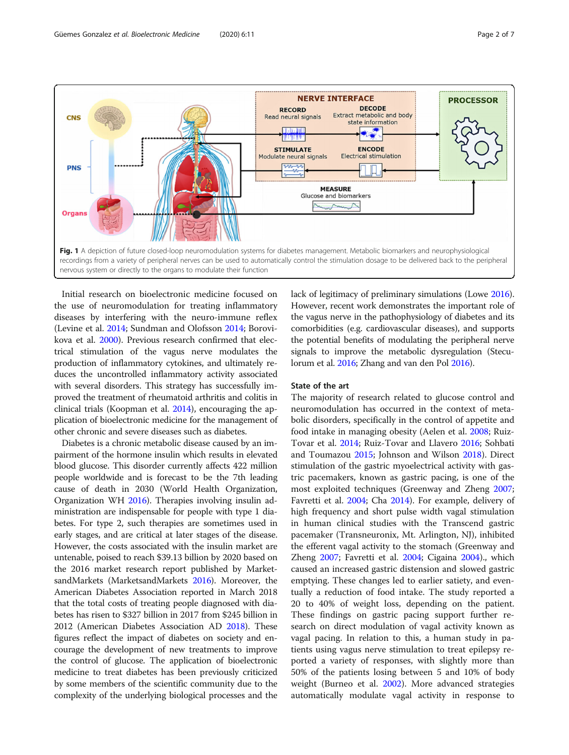Fig. 1 A depiction of future closed-loop neuromodulation systems for diabetes management. Metabolic biomarkers and neurophysiological recordings from a variety of peripheral nerves can be used to automatically control the stimulation dosage to be delivered back to the peripheral nervous system or directly to the organs to modulate their function

Initial research on bioelectronic medicine focused on the use of neuromodulation for treating inflammatory diseases by interfering with the neuro-immune reflex (Levine et al. 2014; Sundman and Olofsson 2014; Borovikova et al. 2000). Previous research confirmed that electrical stimulation of the vagus nerve modulates the production of inflammatory cytokines, and ultimately reduces the uncontrolled inflammatory activity associated with several disorders. This strategy has successfully improved the treatment of rheumatoid arthritis and colitis in clinical trials (Koopman et al. 2014), encouraging the application of bioelectronic medicine for the management of other chronic and severe diseases such as diabetes.

Diabetes is a chronic metabolic disease caused by an impairment of the hormone insulin which results in elevated blood glucose. This disorder currently affects 422 million people worldwide and is forecast to be the 7th leading cause of death in 2030 (World Health Organization, Organization WH 2016). Therapies involving insulin administration are indispensable for people with type 1 diabetes. For type 2, such therapies are sometimes used in early stages, and are critical at later stages of the disease. However, the costs associated with the insulin market are untenable, poised to reach $39.13 billion by 2020 based on the 2016 market research report published by MarketsandMarkets (MarketsandMarkets 2016). Moreover, the American Diabetes Association reported in March 2018 that the total costs of treating people diagnosed with diabetes has risen to $327 billion in 2017 from $245 billion in 2012 (American Diabetes Association AD 2018). These figures reflect the impact of diabetes on society and encourage the development of new treatments to improve the control of glucose. The application of bioelectronic medicine to treat diabetes has been previously criticized by some members of the scientific community due to the complexity of the underlying biological processes and the lack of legitimacy of preliminary simulations (Lowe 2016). However, recent work demonstrates the important role of the vagus nerve in the pathophysiology of diabetes and its comorbidities (e.g. cardiovascular diseases), and supports the potential benefits of modulating the peripheral nerve signals to improve the metabolic dysregulation (Steculorum et al. 2016; Zhang and van den Pol 2016).

## State of the art

The majority of research related to glucose control and neuromodulation has occurred in the context of metabolic disorders, specifically in the control of appetite and food intake in managing obesity (Aelen et al. 2008; Ruiz-Tovar et al. 2014; Ruiz-Tovar and Llavero 2016; Sohbati and Toumazou 2015; Johnson and Wilson 2018). Direct stimulation of the gastric myoelectrical activity with gastric pacemakers, known as gastric pacing, is one of the most exploited techniques (Greenway and Zheng 2007; Favretti et al. 2004; Cha 2014). For example, delivery of high frequency and short pulse width vagal stimulation in human clinical studies with the Transcend gastric pacemaker (Transneuronix, Mt. Arlington, NJ), inhibited the efferent vagal activity to the stomach (Greenway and Zheng 2007; Favretti et al. 2004; Cigaina 2004)., which caused an increased gastric distension and slowed gastric emptying. These changes led to earlier satiety, and eventually a reduction of food intake. The study reported a 20 to 40% of weight loss, depending on the patient. These findings on gastric pacing support further research on direct modulation of vagal activity known as vagal pacing. In relation to this, a human study in patients using vagus nerve stimulation to treat epilepsy reported a variety of responses, with slightly more than 50% of the patients losing between 5 and 10% of body weight (Burneo et al. 2002). More advanced strategies automatically modulate vagal activity in response to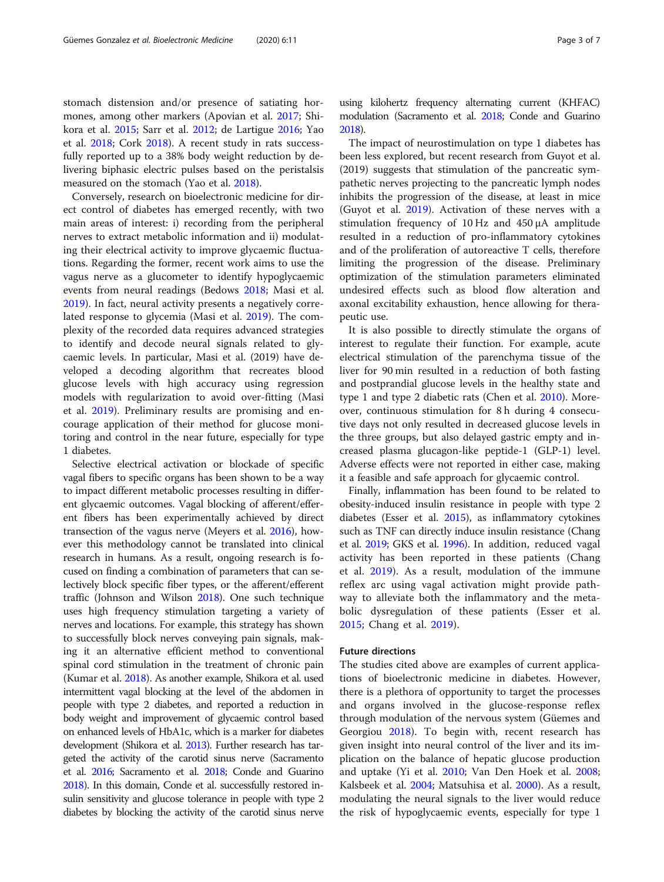stomach distension and/or presence of satiating hormones, among other markers (Apovian et al. 2017; Shikora et al. 2015; Sarr et al. 2012; de Lartigue 2016; Yao et al. 2018; Cork 2018). A recent study in rats successfully reported up to a 38% body weight reduction by delivering biphasic electric pulses based on the peristalsis measured on the stomach (Yao et al. 2018).

Conversely, research on bioelectronic medicine for direct control of diabetes has emerged recently, with two main areas of interest: i) recording from the peripheral nerves to extract metabolic information and ii) modulating their electrical activity to improve glycaemic fluctuations. Regarding the former, recent work aims to use the vagus nerve as a glucometer to identify hypoglycaemic events from neural readings (Bedows 2018; Masi et al. 2019). In fact, neural activity presents a negatively correlated response to glycemia (Masi et al. 2019). The complexity of the recorded data requires advanced strategies to identify and decode neural signals related to glycaemic levels. In particular, Masi et al. (2019) have developed a decoding algorithm that recreates blood glucose levels with high accuracy using regression models with regularization to avoid over-fitting (Masi et al. 2019). Preliminary results are promising and encourage application of their method for glucose monitoring and control in the near future, especially for type 1 diabetes.

Selective electrical activation or blockade of specific vagal fibers to specific organs has been shown to be a way to impact different metabolic processes resulting in different glycaemic outcomes. Vagal blocking of afferent/efferent fibers has been experimentally achieved by direct transection of the vagus nerve (Meyers et al. 2016), however this methodology cannot be translated into clinical research in humans. As a result, ongoing research is focused on finding a combination of parameters that can selectively block specific fiber types, or the afferent/efferent traffic (Johnson and Wilson 2018). One such technique uses high frequency stimulation targeting a variety of nerves and locations. For example, this strategy has shown to successfully block nerves conveying pain signals, making it an alternative efficient method to conventional spinal cord stimulation in the treatment of chronic pain (Kumar et al. 2018). As another example, Shikora et al. used intermittent vagal blocking at the level of the abdomen in people with type 2 diabetes, and reported a reduction in body weight and improvement of glycaemic control based on enhanced levels of HbA1c, which is a marker for diabetes development (Shikora et al. 2013). Further research has targeted the activity of the carotid sinus nerve (Sacramento et al. 2016; Sacramento et al. 2018; Conde and Guarino 2018). In this domain, Conde et al. successfully restored insulin sensitivity and glucose tolerance in people with type 2 diabetes by blocking the activity of the carotid sinus nerve using kilohertz frequency alternating current (KHFAC) modulation (Sacramento et al. 2018; Conde and Guarino 2018).

The impact of neurostimulation on type 1 diabetes has been less explored, but recent research from Guyot et al. (2019) suggests that stimulation of the pancreatic sympathetic nerves projecting to the pancreatic lymph nodes inhibits the progression of the disease, at least in mice (Guyot et al. 2019). Activation of these nerves with a stimulation frequency of 10 Hz and 450 μA amplitude resulted in a reduction of pro-inflammatory cytokines and of the proliferation of autoreactive T cells, therefore limiting the progression of the disease. Preliminary optimization of the stimulation parameters eliminated undesired effects such as blood flow alteration and axonal excitability exhaustion, hence allowing for therapeutic use.

It is also possible to directly stimulate the organs of interest to regulate their function. For example, acute electrical stimulation of the parenchyma tissue of the liver for 90 min resulted in a reduction of both fasting and postprandial glucose levels in the healthy state and type 1 and type 2 diabetic rats (Chen et al. 2010). Moreover, continuous stimulation for 8 h during 4 consecutive days not only resulted in decreased glucose levels in the three groups, but also delayed gastric empty and increased plasma glucagon-like peptide-1 (GLP-1) level. Adverse effects were not reported in either case, making it a feasible and safe approach for glycaemic control.

Finally, inflammation has been found to be related to obesity-induced insulin resistance in people with type 2 diabetes (Esser et al. 2015), as inflammatory cytokines such as TNF can directly induce insulin resistance (Chang et al. 2019; GKS et al. 1996). In addition, reduced vagal activity has been reported in these patients (Chang et al. 2019). As a result, modulation of the immune reflex arc using vagal activation might provide pathway to alleviate both the inflammatory and the metabolic dysregulation of these patients (Esser et al. 2015; Chang et al. 2019).

## Future directions

The studies cited above are examples of current applications of bioelectronic medicine in diabetes. However, there is a plethora of opportunity to target the processes and organs involved in the glucose-response reflex through modulation of the nervous system (Güemes and Georgiou 2018). To begin with, recent research has given insight into neural control of the liver and its implication on the balance of hepatic glucose production and uptake (Yi et al. 2010; Van Den Hoek et al. 2008; Kalsbeek et al. 2004; Matsuhisa et al. 2000). As a result, modulating the neural signals to the liver would reduce the risk of hypoglycaemic events, especially for type 1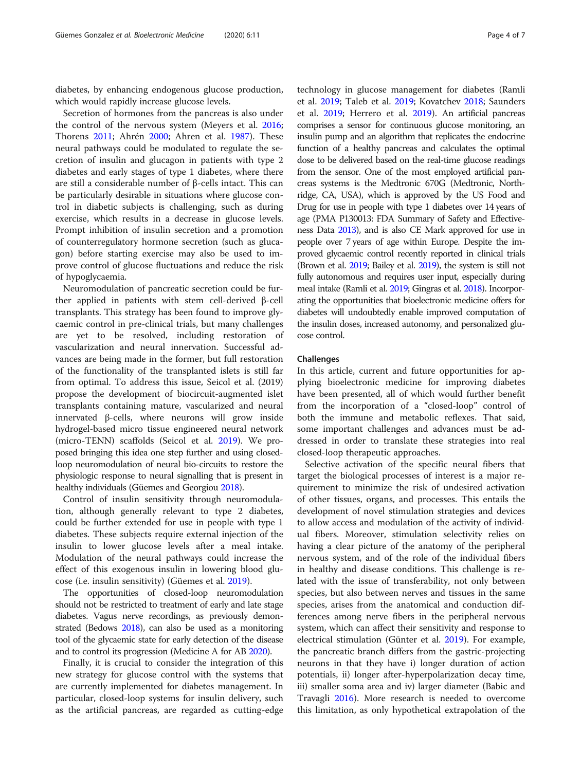diabetes, by enhancing endogenous glucose production, which would rapidly increase glucose levels.

Secretion of hormones from the pancreas is also under the control of the nervous system (Meyers et al. 2016; Thorens 2011; Ahrén 2000; Ahren et al. 1987). These neural pathways could be modulated to regulate the secretion of insulin and glucagon in patients with type 2 diabetes and early stages of type 1 diabetes, where there are still a considerable number of β-cells intact. This can be particularly desirable in situations where glucose control in diabetic subjects is challenging, such as during exercise, which results in a decrease in glucose levels. Prompt inhibition of insulin secretion and a promotion of counterregulatory hormone secretion (such as glucagon) before starting exercise may also be used to improve control of glucose fluctuations and reduce the risk of hypoglycaemia.

Neuromodulation of pancreatic secretion could be further applied in patients with stem cell-derived β-cell transplants. This strategy has been found to improve glycaemic control in pre-clinical trials, but many challenges are yet to be resolved, including restoration of vascularization and neural innervation. Successful advances are being made in the former, but full restoration of the functionality of the transplanted islets is still far from optimal. To address this issue, Seicol et al. (2019) propose the development of biocircuit-augmented islet transplants containing mature, vascularized and neural innervated β-cells, where neurons will grow inside hydrogel-based micro tissue engineered neural network (micro-TENN) scaffolds (Seicol et al. 2019). We proposed bringing this idea one step further and using closed-loop neuromodulation of neural bio-circuits to restore the physiologic response to neural signalling that is present in healthy individuals (Güemes and Georgiou 2018).

Control of insulin sensitivity through neuromodulation, although generally relevant to type 2 diabetes, could be further extended for use in people with type 1 diabetes. These subjects require external injection of the insulin to lower glucose levels after a meal intake. Modulation of the neural pathways could increase the effect of this exogenous insulin in lowering blood glucose (i.e. insulin sensitivity) (Güemes et al. 2019).

The opportunities of closed-loop neuromodulation should not be restricted to treatment of early and late stage diabetes. Vagus nerve recordings, as previously demonstrated (Bedows 2018), can also be used as a monitoring tool of the glycaemic state for early detection of the disease and to control its progression (Medicine A for AB 2020).

Finally, it is crucial to consider the integration of this new strategy for glucose control with the systems that are currently implemented for diabetes management. In particular, closed-loop systems for insulin delivery, such as the artificial pancreas, are regarded as cutting-edge technology in glucose management for diabetes (Ramli et al. 2019; Taleb et al. 2019; Kovatchev 2018; Saunders et al. 2019; Herrero et al. 2019). An artificial pancreas comprises a sensor for continuous glucose monitoring, an insulin pump and an algorithm that replicates the endocrine function of a healthy pancreas and calculates the optimal dose to be delivered based on the real-time glucose readings from the sensor. One of the most employed artificial pancreas systems is the Medtronic 670G (Medtronic, Northridge, CA, USA), which is approved by the US Food and Drug for use in people with type 1 diabetes over 14 years of age (PMA P130013: FDA Summary of Safety and Effectiveness Data 2013), and is also CE Mark approved for use in people over 7 years of age within Europe. Despite the improved glycaemic control recently reported in clinical trials (Brown et al. 2019; Bailey et al. 2019), the system is still not fully autonomous and requires user input, especially during meal intake (Ramli et al. 2019; Gingras et al. 2018). Incorporating the opportunities that bioelectronic medicine offers for diabetes will undoubtedly enable improved computation of the insulin doses, increased autonomy, and personalized glucose control.

## Challenges

In this article, current and future opportunities for applying bioelectronic medicine for improving diabetes have been presented, all of which would further benefit from the incorporation of a "closed-loop" control of both the immune and metabolic reflexes. That said, some important challenges and advances must be addressed in order to translate these strategies into real closed-loop therapeutic approaches.

Selective activation of the specific neural fibers that target the biological processes of interest is a major requirement to minimize the risk of undesired activation of other tissues, organs, and processes. This entails the development of novel stimulation strategies and devices to allow access and modulation of the activity of individual fibers. Moreover, stimulation selectivity relies on having a clear picture of the anatomy of the peripheral nervous system, and of the role of the individual fibers in healthy and disease conditions. This challenge is related with the issue of transferability, not only between species, but also between nerves and tissues in the same species, arises from the anatomical and conduction differences among nerve fibers in the peripheral nervous system, which can affect their sensitivity and response to electrical stimulation (Günter et al. 2019). For example, the pancreatic branch differs from the gastric-projecting neurons in that they have i) longer duration of action potentials, ii) longer after-hyperpolarization decay time, iii) smaller soma area and iv) larger diameter (Babic and Travagli 2016). More research is needed to overcome this limitation, as only hypothetical extrapolation of the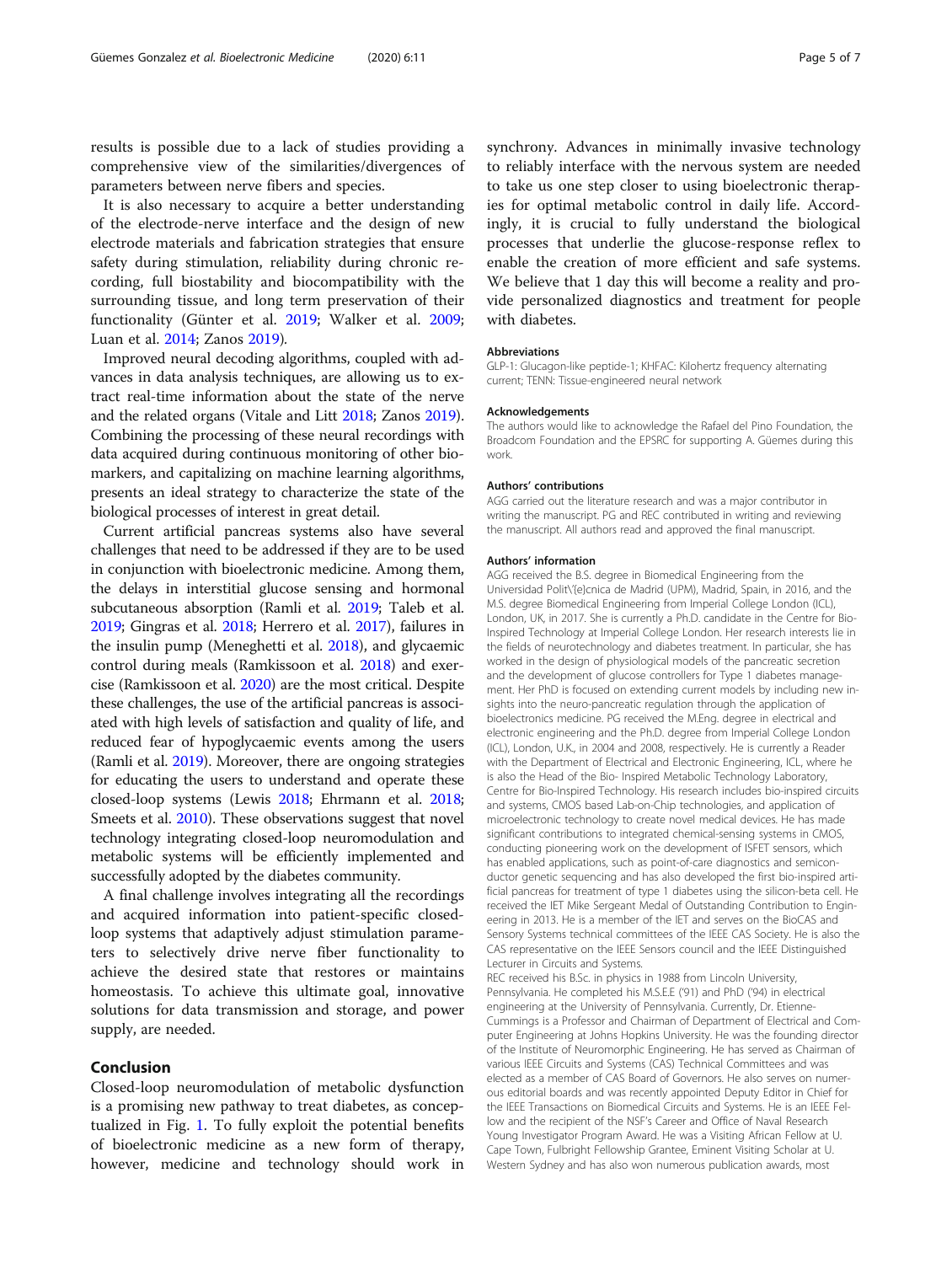results is possible due to a lack of studies providing a comprehensive view of the similarities/divergences of parameters between nerve fibers and species.

It is also necessary to acquire a better understanding of the electrode-nerve interface and the design of new electrode materials and fabrication strategies that ensure safety during stimulation, reliability during chronic recording, full biostability and biocompatibility with the surrounding tissue, and long term preservation of their functionality (Günter et al. 2019; Walker et al. 2009; Luan et al. 2014; Zanos 2019).

Improved neural decoding algorithms, coupled with advances in data analysis techniques, are allowing us to extract real-time information about the state of the nerve and the related organs (Vitale and Litt 2018; Zanos 2019). Combining the processing of these neural recordings with data acquired during continuous monitoring of other biomarkers, and capitalizing on machine learning algorithms, presents an ideal strategy to characterize the state of the biological processes of interest in great detail.

Current artificial pancreas systems also have several challenges that need to be addressed if they are to be used in conjunction with bioelectronic medicine. Among them, the delays in interstitial glucose sensing and hormonal subcutaneous absorption (Ramli et al. 2019; Taleb et al. 2019; Gingras et al. 2018; Herrero et al. 2017), failures in the insulin pump (Meneghetti et al. 2018), and glycaemic control during meals (Ramkissoon et al. 2018) and exercise (Ramkissoon et al. 2020) are the most critical. Despite these challenges, the use of the artificial pancreas is associated with high levels of satisfaction and quality of life, and reduced fear of hypoglycaemic events among the users (Ramli et al. 2019). Moreover, there are ongoing strategies for educating the users to understand and operate these closed-loop systems (Lewis 2018; Ehrmann et al. 2018; Smeets et al. 2010). These observations suggest that novel technology integrating closed-loop neuromodulation and metabolic systems will be efficiently implemented and successfully adopted by the diabetes community.

A final challenge involves integrating all the recordings and acquired information into patient-specific closed-loop systems that adaptively adjust stimulation parameters to selectively drive nerve fiber functionality to achieve the desired state that restores or maintains homeostasis. To achieve this ultimate goal, innovative solutions for data transmission and storage, and power supply, are needed.

## Conclusion

Closed-loop neuromodulation of metabolic dysfunction is a promising new pathway to treat diabetes, as conceptualized in Fig. 1. To fully exploit the potential benefits of bioelectronic medicine as a new form of therapy, however, medicine and technology should work in synchrony. Advances in minimally invasive technology to reliably interface with the nervous system are needed to take us one step closer to using bioelectronic therapies for optimal metabolic control in daily life. Accordingly, it is crucial to fully understand the biological processes that underlie the glucose-response reflex to enable the creation of more efficient and safe systems. We believe that 1 day this will become a reality and provide personalized diagnostics and treatment for people with diabetes.

#### Abbreviations

GLP-1: Glucagon-like peptide-1; KHFAC: Kilohertz frequency alternating current; TENN: Tissue-engineered neural network

#### Acknowledgements

The authors would like to acknowledge the Rafael del Pino Foundation, the Broadcom Foundation and the EPSRC for supporting A. Güemes during this work.

#### Authors' contributions

AGG carried out the literature research and was a major contributor in writing the manuscript. PG and REC contributed in writing and reviewing the manuscript. All authors read and approved the final manuscript.

#### Authors' information

AGG received the B.S. degree in Biomedical Engineering from the Universidad Polit\'{e}cnica de Madrid (UPM), Madrid, Spain, in 2016, and the M.S. degree Biomedical Engineering from Imperial College London (ICL), London, UK, in 2017. She is currently a Ph.D. candidate in the Centre for Bio-Inspired Technology at Imperial College London. Her research interests lie in the fields of neurotechnology and diabetes treatment. In particular, she has worked in the design of physiological models of the pancreatic secretion and the development of glucose controllers for Type 1 diabetes management. Her PhD is focused on extending current models by including new insights into the neuro-pancreatic regulation through the application of bioelectronics medicine. PG received the M.Eng. degree in electrical and electronic engineering and the Ph.D. degree from Imperial College London (ICL), London, U.K., in 2004 and 2008, respectively. He is currently a Reader with the Department of Electrical and Electronic Engineering, ICL, where he is also the Head of the Bio- Inspired Metabolic Technology Laboratory, Centre for Bio-Inspired Technology. His research includes bio-inspired circuits and systems, CMOS based Lab-on-Chip technologies, and application of microelectronic technology to create novel medical devices. He has made significant contributions to integrated chemical-sensing systems in CMOS, conducting pioneering work on the development of ISFET sensors, which has enabled applications, such as point-of-care diagnostics and semiconductor genetic sequencing and has also developed the first bio-inspired artificial pancreas for treatment of type 1 diabetes using the silicon-beta cell. He received the IET Mike Sergeant Medal of Outstanding Contribution to Engineering in 2013. He is a member of the IET and serves on the BioCAS and Sensory Systems technical committees of the IEEE CAS Society. He is also the CAS representative on the IEEE Sensors council and the IEEE Distinguished Lecturer in Circuits and Systems.

REC received his B.Sc. in physics in 1988 from Lincoln University, Pennsylvania. He completed his M.S.E.E ('91) and PhD ('94) in electrical engineering at the University of Pennsylvania. Currently, Dr. Etienne-Cummings is a Professor and Chairman of Department of Electrical and Computer Engineering at Johns Hopkins University. He was the founding director of the Institute of Neuromorphic Engineering. He has served as Chairman of various IEEE Circuits and Systems (CAS) Technical Committees and was elected as a member of CAS Board of Governors. He also serves on numerous editorial boards and was recently appointed Deputy Editor in Chief for the IEEE Transactions on Biomedical Circuits and Systems. He is an IEEE Fellow and the recipient of the NSF's Career and Office of Naval Research Young Investigator Program Award. He was a Visiting African Fellow at U. Cape Town, Fulbright Fellowship Grantee, Eminent Visiting Scholar at U. Western Sydney and has also won numerous publication awards, most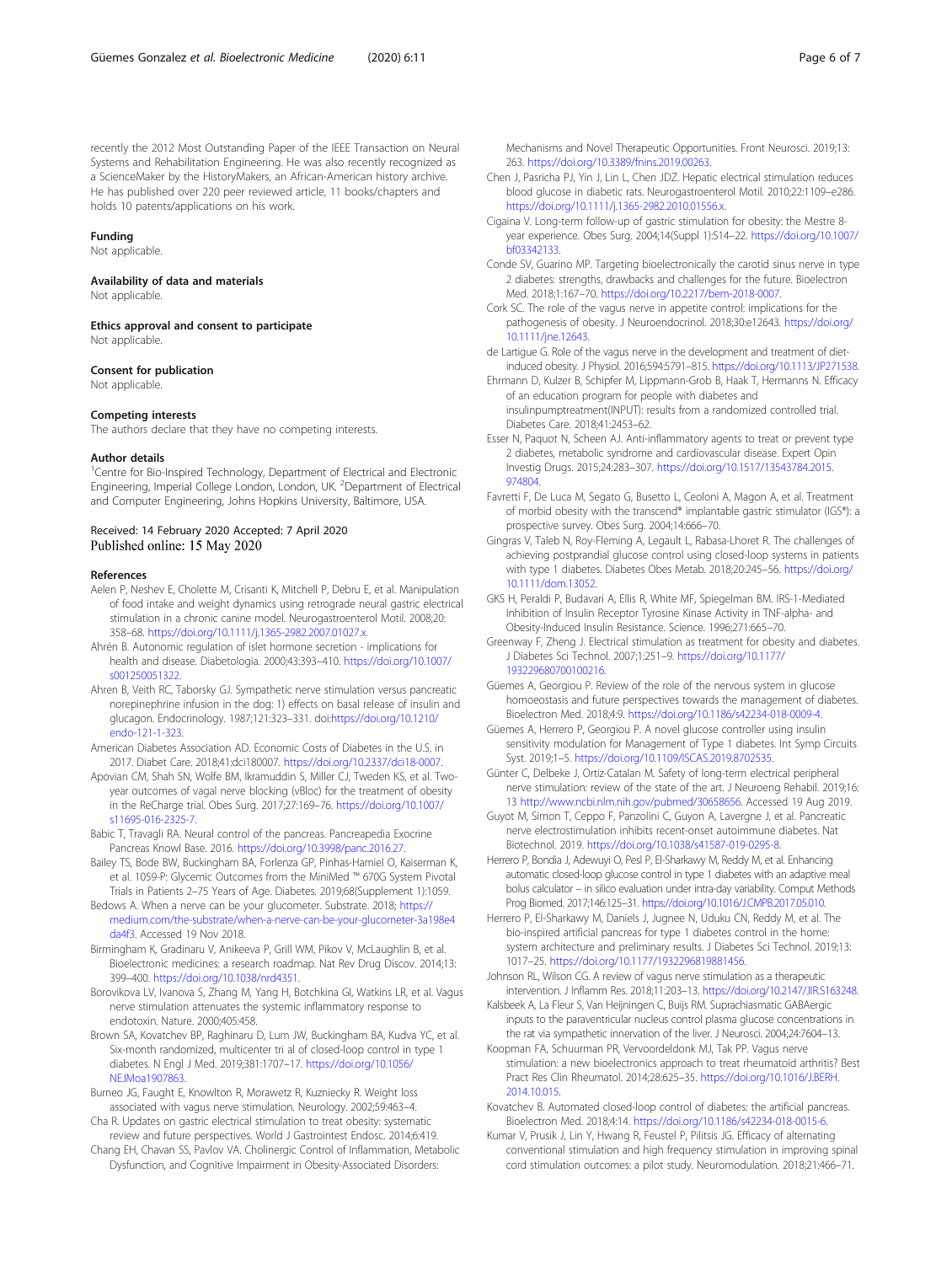recently the 2012 Most Outstanding Paper of the IEEE Transaction on Neural Systems and Rehabilitation Engineering. He was also recently recognized as a ScienceMaker by the HistoryMakers, an African-American history archive. He has published over 220 peer reviewed article, 11 books/chapters and holds 10 patents/applications on his work.

### Funding

Not applicable.

### Availability of data and materials

Not applicable.

### Ethics approval and consent to participate

Not applicable.

### Consent for publication

Not applicable.

### Competing interests

The authors declare that they have no competing interests.

### Author details

[1]Centre for Bio-Inspired Technology, Department of Electrical and Electronic Engineering, Imperial College London, London, UK. [2]Department of Electrical and Computer Engineering, Johns Hopkins University, Baltimore, USA.

Received: 14 February 2020 Accepted: 7 April 2020
Published online: 15 May 2020

### References

Aelen P, Neshev E, Cholette M, Crisanti K, Mitchell P, Debru E, et al. Manipulation of food intake and weight dynamics using retrograde neural gastric electrical stimulation in a chronic canine model. Neurogastroenterol Motil. 2008;20: 358–68. https://doi.org/10.1111/j.1365-2982.2007.01027.x.

Ahrén B. Autonomic regulation of islet hormone secretion - implications for health and disease. Diabetologia. 2000;43:393–410. https://doi.org/10.1007/s001250051322.

Ahren B, Veith RC, Taborsky GJ. Sympathetic nerve stimulation versus pancreatic norepinephrine infusion in the dog: 1) effects on basal release of insulin and glucagon. Endocrinology. 1987;121:323–331. doi:https://doi.org/10.1210/endo-121-1-323.

American Diabetes Association AD. Economic Costs of Diabetes in the U.S. in 2017. Diabet Care. 2018;41:dci180007. https://doi.org/10.2337/dci18-0007.

Apovian CM, Shah SN, Wolfe BM, Ikramuddin S, Miller CJ, Tweden KS, et al. Two-year outcomes of vagal nerve blocking (vBloc) for the treatment of obesity in the ReCharge trial. Obes Surg. 2017;27:169–76. https://doi.org/10.1007/s11695-016-2325-7.

Babic T, Travagli RA. Neural control of the pancreas. Pancreapedia Exocrine Pancreas Knowl Base. 2016. https://doi.org/10.3998/panc.2016.27.

Bailey TS, Bode BW, Buckingham BA, Forlenza GP, Pinhas-Hamiel O, Kaiserman K, et al. 1059-P: Glycemic Outcomes from the MiniMed ™ 670G System Pivotal Trials in Patients 2–75 Years of Age. Diabetes. 2019;68(Supplement 1):1059.

Bedows A. When a nerve can be your glucometer. Substrate. 2018; https://medium.com/the-substrate/when-a-nerve-can-be-your-glucometer-3a198e4da4f3. Accessed 19 Nov 2018.

Birmingham K, Gradinaru V, Anikeeva P, Grill WM, Pikov V, McLaughlin B, et al. Bioelectronic medicines: a research roadmap. Nat Rev Drug Discov. 2014;13: 399–400. https://doi.org/10.1038/nrd4351.

Borovikova LV, Ivanova S, Zhang M, Yang H, Botchkina GI, Watkins LR, et al. Vagus nerve stimulation attenuates the systemic inflammatory response to endotoxin. Nature. 2000;405:458.

Brown SA, Kovatchev BP, Raghinaru D, Lum JW, Buckingham BA, Kudva YC, et al. Six-month randomized, multicenter tri al of closed-loop control in type 1 diabetes. N Engl J Med. 2019;381:1707–17. https://doi.org/10.1056/NEJMoa1907863.

Burneo JG, Faught E, Knowlton R, Morawetz R, Kuzniecky R. Weight loss associated with vagus nerve stimulation. Neurology. 2002;59:463–4.

Cha R. Updates on gastric electrical stimulation to treat obesity: systematic review and future perspectives. World J Gastrointest Endosc. 2014;6:419.

Chang EH, Chavan SS, Pavlov VA. Cholinergic Control of Inflammation, Metabolic Dysfunction, and Cognitive Impairment in Obesity-Associated Disorders: Mechanisms and Novel Therapeutic Opportunities. Front Neurosci. 2019;13: 263. https://doi.org/10.3389/fnins.2019.00263.

Chen J, Pasricha PJ, Yin J, Lin L, Chen JDZ. Hepatic electrical stimulation reduces blood glucose in diabetic rats. Neurogastroenterol Motil. 2010;22:1109–e286. https://doi.org/10.1111/j.1365-2982.2010.01556.x.

Cigaina V. Long-term follow-up of gastric stimulation for obesity: the Mestre 8-year experience. Obes Surg. 2004;14(Suppl 1):S14–22. https://doi.org/10.1007/bf03342133.

Conde SV, Guarino MP. Targeting bioelectronically the carotid sinus nerve in type 2 diabetes: strengths, drawbacks and challenges for the future. Bioelectron Med. 2018;1:167–70. https://doi.org/10.2217/bem-2018-0007.

Cork SC. The role of the vagus nerve in appetite control: implications for the pathogenesis of obesity. J Neuroendocrinol. 2018;30:e12643. https://doi.org/10.1111/jne.12643.

de Lartigue G. Role of the vagus nerve in the development and treatment of diet-induced obesity. J Physiol. 2016;594:5791–815. https://doi.org/10.1113/JP271538.

Ehrmann D, Kulzer B, Schipfer M, Lippmann-Grob B, Haak T, Hermanns N. Efficacy of an education program for people with diabetes and insulinpumptreatment(INPUT): results from a randomized controlled trial. Diabetes Care. 2018;41:2453–62.

Esser N, Paquot N, Scheen AJ. Anti-inflammatory agents to treat or prevent type 2 diabetes, metabolic syndrome and cardiovascular disease. Expert Opin Investig Drugs. 2015;24:283–307. https://doi.org/10.1517/13543784.2015.974804.

Favretti F, De Luca M, Segato G, Busetto L, Ceoloni A, Magon A, et al. Treatment of morbid obesity with the transcend® implantable gastric stimulator (IGS®): a prospective survey. Obes Surg. 2004;14:666–70.

Gingras V, Taleb N, Roy-Fleming A, Legault L, Rabasa-Lhoret R. The challenges of achieving postprandial glucose control using closed-loop systems in patients with type 1 diabetes. Diabetes Obes Metab. 2018;20:245–56. https://doi.org/10.1111/dom.13052.

GKS H, Peraldi P, Budavari A, Ellis R, White MF, Spiegelman BM. IRS-1-Mediated Inhibition of Insulin Receptor Tyrosine Kinase Activity in TNF-alpha- and Obesity-Induced Insulin Resistance. Science. 1996;271:665–70.

Greenway F, Zheng J. Electrical stimulation as treatment for obesity and diabetes. J Diabetes Sci Technol. 2007;1:251–9. https://doi.org/10.1177/193229680700100216.

Güemes A, Georgiou P. Review of the role of the nervous system in glucose homoeostasis and future perspectives towards the management of diabetes. Bioelectron Med. 2018;4:9. https://doi.org/10.1186/s42234-018-0009-4.

Güemes A, Herrero P, Georgiou P. A novel glucose controller using insulin sensitivity modulation for Management of Type 1 diabetes. Int Symp Circuits Syst. 2019;1–5. https://doi.org/10.1109/ISCAS.2019.8702535.

Günter C, Delbeke J, Ortiz-Catalan M. Safety of long-term electrical peripheral nerve stimulation: review of the state of the art. J Neuroeng Rehabil. 2019;16: 13 http://www.ncbi.nlm.nih.gov/pubmed/30658656. Accessed 19 Aug 2019.

Guyot M, Simon T, Ceppo F, Panzolini C, Guyon A, Lavergne J, et al. Pancreatic nerve electrostimulation inhibits recent-onset autoimmune diabetes. Nat Biotechnol. 2019. https://doi.org/10.1038/s41587-019-0295-8.

Herrero P, Bondia J, Adewuyi O, Pesl P, El-Sharkawy M, Reddy M, et al. Enhancing automatic closed-loop glucose control in type 1 diabetes with an adaptive meal bolus calculator – in silico evaluation under intra-day variability. Comput Methods Prog Biomed. 2017;146:125–31. https://doi.org/10.1016/J.CMPB.2017.05.010.

Herrero P, El-Sharkawy M, Daniels J, Jugnee N, Uduku CN, Reddy M, et al. The bio-inspired artificial pancreas for type 1 diabetes control in the home: system architecture and preliminary results. J Diabetes Sci Technol. 2019;13: 1017–25. https://doi.org/10.1177/1932296819881456.

Johnson RL, Wilson CG. A review of vagus nerve stimulation as a therapeutic intervention. J Inflamm Res. 2018;11:203–13. https://doi.org/10.2147/JIR.S163248.

Kalsbeek A, La Fleur S, Van Heijningen C, Buijs RM. Suprachiasmatic GABAergic inputs to the paraventricular nucleus control plasma glucose concentrations in the rat via sympathetic innervation of the liver. J Neurosci. 2004;24:7604–13.

Koopman FA, Schuurman PR, Vervoordeldonk MJ, Tak PP. Vagus nerve stimulation: a new bioelectronics approach to treat rheumatoid arthritis? Best Pract Res Clin Rheumatol. 2014;28:625–35. https://doi.org/10.1016/J.BERH.2014.10.015.

Kovatchev B. Automated closed-loop control of diabetes: the artificial pancreas. Bioelectron Med. 2018;4:14. https://doi.org/10.1186/s42234-018-0015-6.

Kumar V, Prusik J, Lin Y, Hwang R, Feustel P, Pilitsis JG. Efficacy of alternating conventional stimulation and high frequency stimulation in improving spinal cord stimulation outcomes: a pilot study. Neuromodulation. 2018;21:466–71.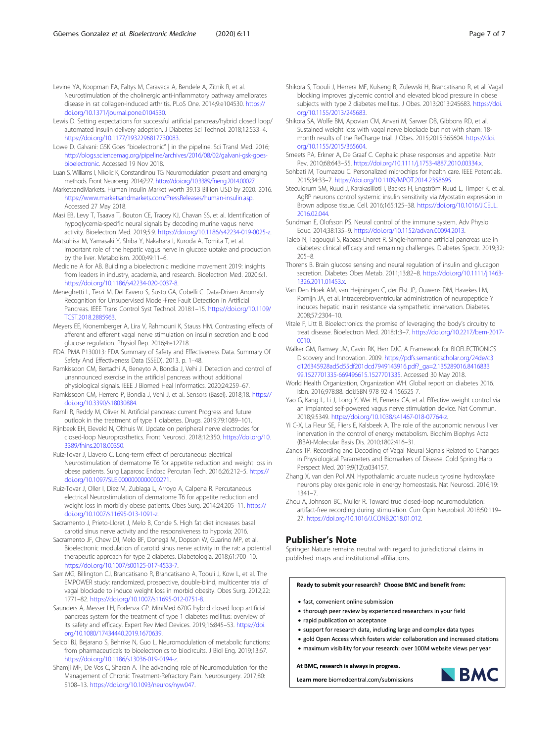Levine YA, Koopman FA, Faltys M, Caravaca A, Bendele A, Zitnik R, et al. Neurostimulation of the cholinergic anti-inflammatory pathway ameliorates disease in rat collagen-induced arthritis. PLoS One. 2014;9:e104530. https://doi.org/10.1371/journal.pone.0104530.

Lewis D. Setting expectations for successful artificial pancreas/hybrid closed loop/automated insulin delivery adoption. J Diabetes Sci Technol. 2018;12:533–4. https://doi.org/10.1177/1932296817730083.

Lowe D. Galvani: GSK Goes "bioelectronic" | in the pipeline. Sci Transl Med. 2016; http://blogs.sciencemag.org/pipeline/archives/2016/08/02/galvani-gsk-goes-bioelectronic. Accessed 19 Nov 2018.

Luan S, Williams I, Nikolic K, Constandinou TG. Neuromodulation: present and emerging methods. Front Neuroeng. 2014;7:27. https://doi.org/10.3389/fneng.2014.00027.

MarketsandMarkets. Human Insulin Market worth 39.13 Billion USD by 2020. 2016. https://www.marketsandmarkets.com/PressReleases/human-insulin.asp. Accessed 27 May 2018.

Masi EB, Levy T, Tsaava T, Bouton CE, Tracey KJ, Chavan SS, et al. Identification of hypoglycemia-specific neural signals by decoding murine vagus nerve activity. Bioelectron Med. 2019;5:9. https://doi.org/10.1186/s42234-019-0025-z.

Matsuhisa M, Yamasaki Y, Shiba Y, Nakahara I, Kuroda A, Tomita T, et al. Important role of the hepatic vagus nerve in glucose uptake and production by the liver. Metabolism. 2000;49:11–6.

Medicine A for AB. Building a bioelectronic medicine movement 2019: insights from leaders in industry, academia, and research. Bioelectron Med. 2020;6:1. https://doi.org/10.1186/s42234-020-0037-8.

Meneghetti L, Terzi M, Del Favero S, Susto GA, Cobelli C. Data-Driven Anomaly Recognition for Unsupervised Model-Free Fault Detection in Artificial Pancreas. IEEE Trans Control Syst Technol. 2018:1–15. https://doi.org/10.1109/TCST.2018.2885963.

Meyers EE, Kronemberger A, Lira V, Rahmouni K, Stauss HM. Contrasting effects of afferent and efferent vagal nerve stimulation on insulin secretion and blood glucose regulation. Physiol Rep. 2016;4:e12718.

FDA. PMA P130013: FDA Summary of Safety and Effectiveness Data. Summary Of Safety And Effectiveness Data (SSED). 2013. p. 1–48.

Ramkissoon CM, Bertachi A, Beneyto A, Bondia J, Vehi J. Detection and control of unannounced exercise in the artificial pancreas without additional physiological signals. IEEE J Biomed Heal Informatics. 2020;24:259–67.

Ramkissoon CM, Herrero P, Bondia J, Vehi J, et al. Sensors (Basel). 2018;18. https://doi.org/10.3390/s18030884.

Ramli R, Reddy M, Oliver N. Artificial pancreas: current Progress and future outlook in the treatment of type 1 diabetes. Drugs. 2019;79:1089–101.

Rijnbeek EH, Eleveld N, Olthuis W. Update on peripheral nerve electrodes for closed-loop Neuroprosthetics. Front Neurosci. 2018;12:350. https://doi.org/10.3389/fnins.2018.00350.

Ruiz-Tovar J, Llavero C. Long-term effect of percutaneous electrical Neurostimulation of dermatome T6 for appetite reduction and weight loss in obese patients. Surg Laparosc Endosc Percutan Tech. 2016;26:212–5. https://doi.org/10.1097/SLE.0000000000000271.

Ruiz-Tovar J, Oller I, Diez M, Zubiaga L, Arroyo A, Calpena R. Percutaneous electrical Neurostimulation of dermatome T6 for appetite reduction and weight loss in morbidly obese patients. Obes Surg. 2014;24:205–11. https://doi.org/10.1007/s11695-013-1091-z.

Sacramento J, Prieto-Lloret J, Melo B, Conde S. High fat diet increases basal carotid sinus nerve activity and the responsiveness to hypoxia; 2016.

Sacramento JF, Chew DJ, Melo BF, Donegá M, Dopson W, Guarino MP, et al. Bioelectronic modulation of carotid sinus nerve activity in the rat: a potential therapeutic approach for type 2 diabetes. Diabetologia. 2018;61:700–10. https://doi.org/10.1007/s00125-017-4533-7.

Sarr MG, Billington CJ, Brancatisano R, Brancatisano A, Toouli J, Kow L, et al. The EMPOWER study: randomized, prospective, double-blind, multicenter trial of vagal blockade to induce weight loss in morbid obesity. Obes Surg. 2012;22:1771–82. https://doi.org/10.1007/s11695-012-0751-8.

Saunders A, Messer LH, Forlenza GP. MiniMed 670G hybrid closed loop artificial pancreas system for the treatment of type 1 diabetes mellitus: overview of its safety and efficacy. Expert Rev Med Devices. 2019;16:845–53. https://doi.org/10.1080/17434440.2019.1670639.

Seicol BJ, Bejarano S, Behnke N, Guo L. Neuromodulation of metabolic functions: from pharmaceuticals to bioelectronics to biocircuits. J Biol Eng. 2019;13:67. https://doi.org/10.1186/s13036-019-0194-z.

Shamji MF, De Vos C, Sharan A. The advancing role of Neuromodulation for the Management of Chronic Treatment-Refractory Pain. Neurosurgery. 2017;80:S108–13. https://doi.org/10.1093/neuros/nyw047.

Shikora S, Toouli J, Herrera MF, Kulseng B, Zulewski H, Brancatisano R, et al. Vagal blocking improves glycemic control and elevated blood pressure in obese subjects with type 2 diabetes mellitus. J Obes. 2013;2013:245683. https://doi.org/10.1155/2013/245683.

Shikora SA, Wolfe BM, Apovian CM, Anvari M, Sarwer DB, Gibbons RD, et al. Sustained weight loss with vagal nerve blockade but not with sham: 18-month results of the ReCharge trial. J Obes. 2015;2015:365604. https://doi.org/10.1155/2015/365604.

Smeets PA, Erkner A, De Graaf C. Cephalic phase responses and appetite. Nutr Rev. 2010;68:643–55. https://doi.org/10.1111/j.1753-4887.2010.00334.x.

Sohbati M, Toumazou C. Personalized microchips for health care. IEEE Potentials. 2015;34:33–7. https://doi.org/10.1109/MPOT.2014.2358695.

Steculorum SM, Ruud J, Karakasilioti I, Backes H, Engström Ruud L, Timper K, et al. AgRP neurons control systemic insulin sensitivity via Myostatin expression in Brown adipose tissue. Cell. 2016;165:125–38. https://doi.org/10.1016/J.CELL.2016.02.044.

Sundman E, Olofsson PS. Neural control of the immune system. Adv Physiol Educ. 2014;38:135–9. https://doi.org/10.1152/advan.00094.2013.

Taleb N, Tagougui S, Rabasa-Lhoret R. Single-hormone artificial pancreas use in diabetes: clinical efficacy and remaining challenges. Diabetes Spectr. 2019;32:205–8.

Thorens B. Brain glucose sensing and neural regulation of insulin and glucagon secretion. Diabetes Obes Metab. 2011;13:82–8. https://doi.org/10.1111/j.1463-1326.2011.01453.x.

Van Den Hoek AM, van Heijningen C, der Elst JP, Ouwens DM, Havekes LM, Romijn JA, et al. Intracerebroventricular administration of neuropeptide Y induces hepatic insulin resistance via sympathetic innervation. Diabetes. 2008;57:2304–10.

Vitale F, Litt B. Bioelectronics: the promise of leveraging the body's circuitry to treat disease. Bioelectron Med. 2018;1:3–7. https://doi.org/10.2217/bem-2017-0010.

Walker GM, Ramsey JM, Cavin RK, Herr DJC. A Framework for BIOELECTRONICS Discovery and Innovation. 2009. https://pdfs.semanticscholar.org/24de/c3d126345928ad5d55df201dcd7949143916.pdf?_ga=2.135289016.841683399.1527701335-669496615.1527701335. Accessed 30 May 2018.

World Health Organization, Organization WH. Global report on diabetes 2016. Isbn. 2016;978:88. doi:ISBN 978 92 4 156525 7.

Yao G, Kang L, Li J, Long Y, Wei H, Ferreira CA, et al. Effective weight control via an implanted self-powered vagus nerve stimulation device. Nat Commun. 2018;9:5349. https://doi.org/10.1038/s41467-018-07764-z.

Yi C-X, La Fleur SE, Fliers E, Kalsbeek A. The role of the autonomic nervous liver innervation in the control of energy metabolism. Biochim Biophys Acta (BBA)-Molecular Basis Dis. 2010;1802:416–31.

Zanos TP. Recording and Decoding of Vagal Neural Signals Related to Changes in Physiological Parameters and Biomarkers of Disease. Cold Spring Harb Perspect Med. 2019;9(12):a034157.

Zhang X, van den Pol AN. Hypothalamic arcuate nucleus tyrosine hydroxylase neurons play orexigenic role in energy homeostasis. Nat Neurosci. 2016;19:1341–7.

Zhou A, Johnson BC, Muller R. Toward true closed-loop neuromodulation: artifact-free recording during stimulation. Curr Opin Neurobiol. 2018;50:119–27. https://doi.org/10.1016/J.CONB.2018.01.012.

## Publisher's Note

Springer Nature remains neutral with regard to jurisdictional claims in published maps and institutional affiliations.

**Ready to submit your research? Choose BMC and benefit from:**

- fast, convenient online submission
- thorough peer review by experienced researchers in your field
- rapid publication on acceptance
- support for research data, including large and complex data types
- gold Open Access which fosters wider collaboration and increased citations
- maximum visibility for your research: over 100M website views per year

**At BMC, research is always in progress.**

**Learn more** biomedcentral.com/submissions

BMC